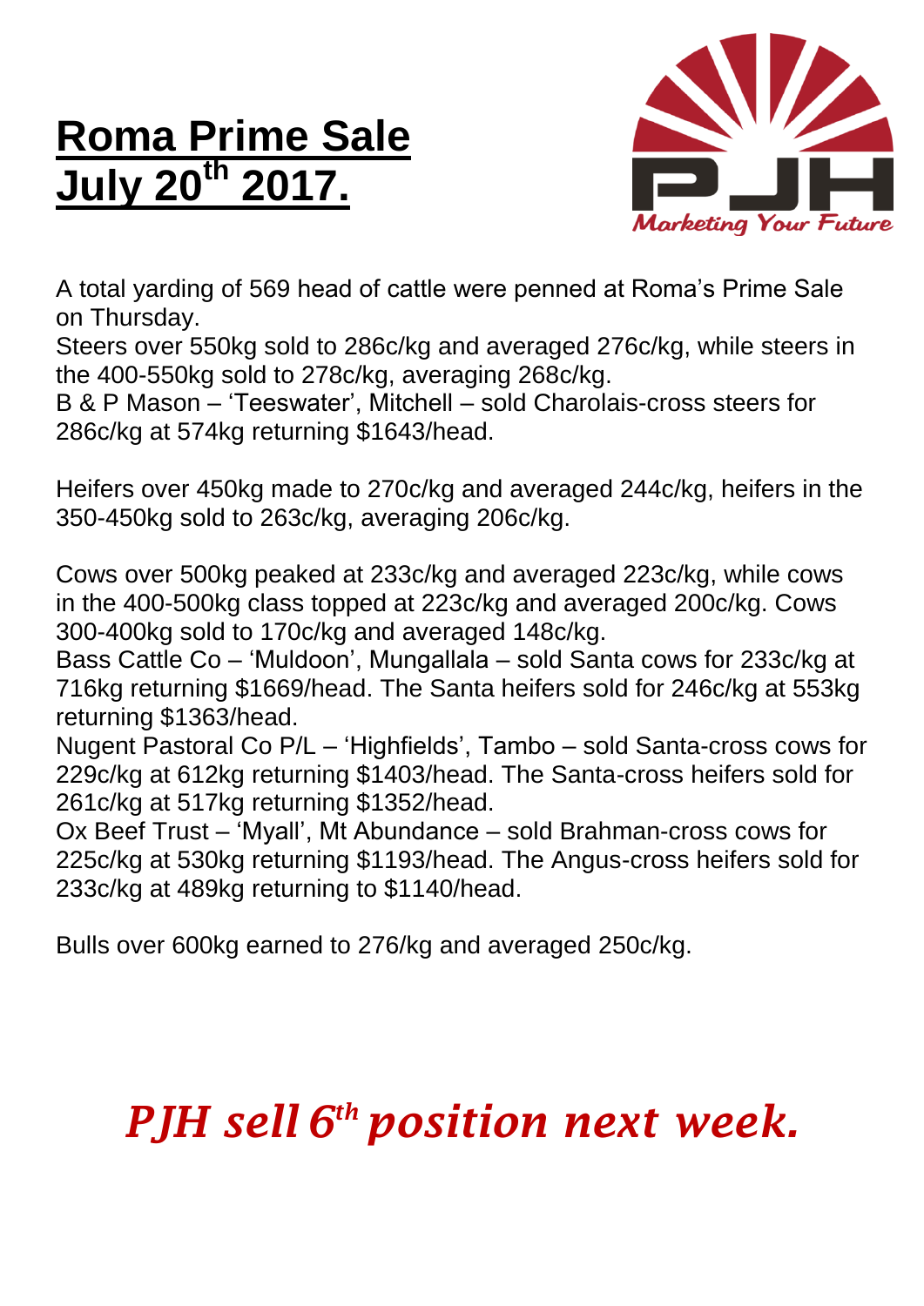# Roma Prime Sale July 20th 2017.

PJH

*Marketing Your Future*

A total yarding of 569 head of cattle were penned at Roma's Prime Sale on Thursday.

Steers over 550kg sold to 286c/kg and averaged 276c/kg, while steers in the 400-550kg sold to 278c/kg, averaging 268c/kg.

B & P Mason – 'Teeswater', Mitchell – sold Charolais-cross steers for 286c/kg at 574kg returning $1643/head.

Heifers over 450kg made to 270c/kg and averaged 244c/kg, heifers in the 350-450kg sold to 263c/kg, averaging 206c/kg.

Cows over 500kg peaked at 233c/kg and averaged 223c/kg, while cows in the 400-500kg class topped at 223c/kg and averaged 200c/kg. Cows 300-400kg sold to 170c/kg and averaged 148c/kg.

Bass Cattle Co – 'Muldoon', Mungallala – sold Santa cows for 233c/kg at 716kg returning $1669/head. The Santa heifers sold for 246c/kg at 553kg returning $1363/head.

Nugent Pastoral Co P/L – 'Highfields', Tambo – sold Santa-cross cows for 229c/kg at 612kg returning $1403/head. The Santa-cross heifers sold for 261c/kg at 517kg returning $1352/head.

Ox Beef Trust – 'Myall', Mt Abundance – sold Brahman-cross cows for 225c/kg at 530kg returning $1193/head. The Angus-cross heifers sold for 233c/kg at 489kg returning to $1140/head.

Bulls over 600kg earned to 276/kg and averaged 250c/kg.

***PJH sell 6th position next week.***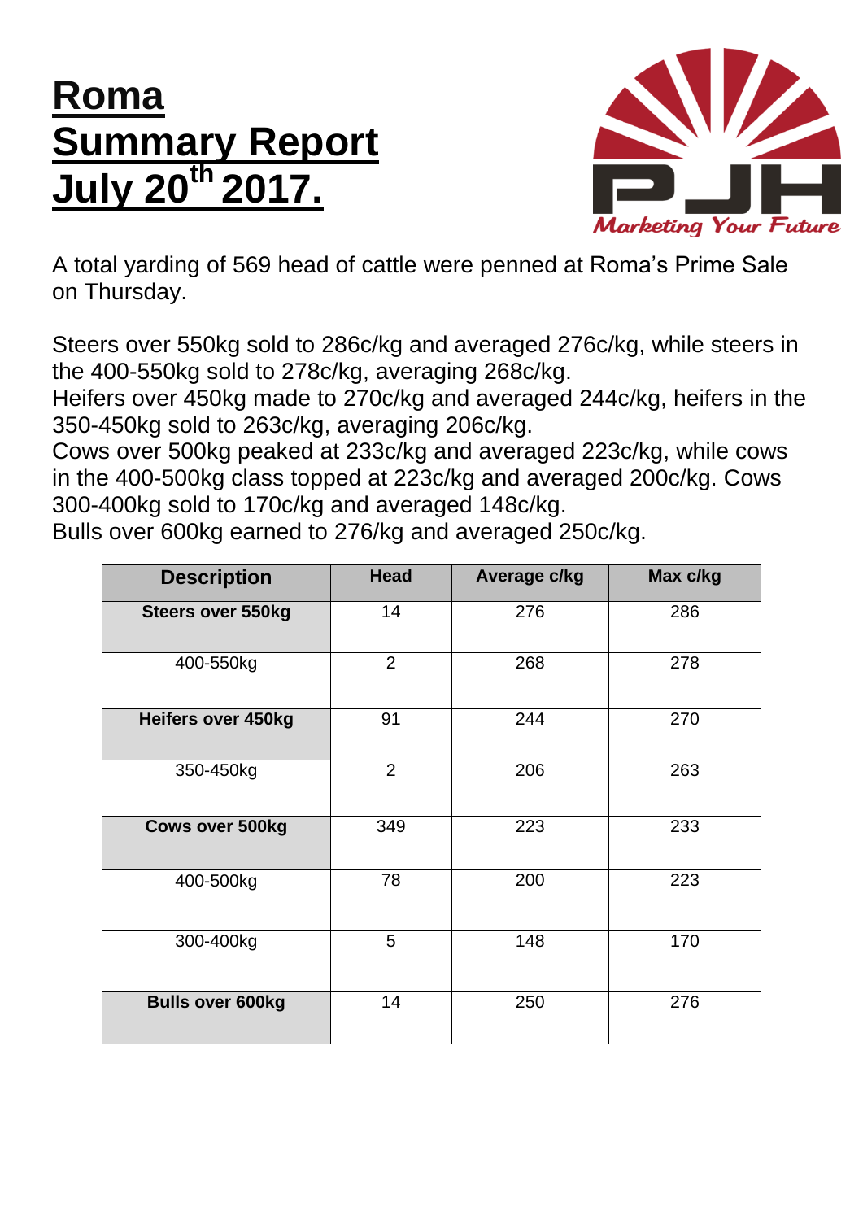# Roma Summary Report July 20th 2017.

Marketing Your Future

A total yarding of 569 head of cattle were penned at Roma's Prime Sale on Thursday.

Steers over 550kg sold to 286c/kg and averaged 276c/kg, while steers in the 400-550kg sold to 278c/kg, averaging 268c/kg.
Heifers over 450kg made to 270c/kg and averaged 244c/kg, heifers in the 350-450kg sold to 263c/kg, averaging 206c/kg.
Cows over 500kg peaked at 233c/kg and averaged 223c/kg, while cows in the 400-500kg class topped at 223c/kg and averaged 200c/kg. Cows 300-400kg sold to 170c/kg and averaged 148c/kg.
Bulls over 600kg earned to 276/kg and averaged 250c/kg.

| Description | Head | Average c/kg | Max c/kg |
|---|---|---|---|
| **Steers over 550kg** | 14 | 276 | 286 |
| 400-550kg | 2 | 268 | 278 |
| **Heifers over 450kg** | 91 | 244 | 270 |
| 350-450kg | 2 | 206 | 263 |
| **Cows over 500kg** | 349 | 223 | 233 |
| 400-500kg | 78 | 200 | 223 |
| 300-400kg | 5 | 148 | 170 |
| **Bulls over 600kg** | 14 | 250 | 276 |